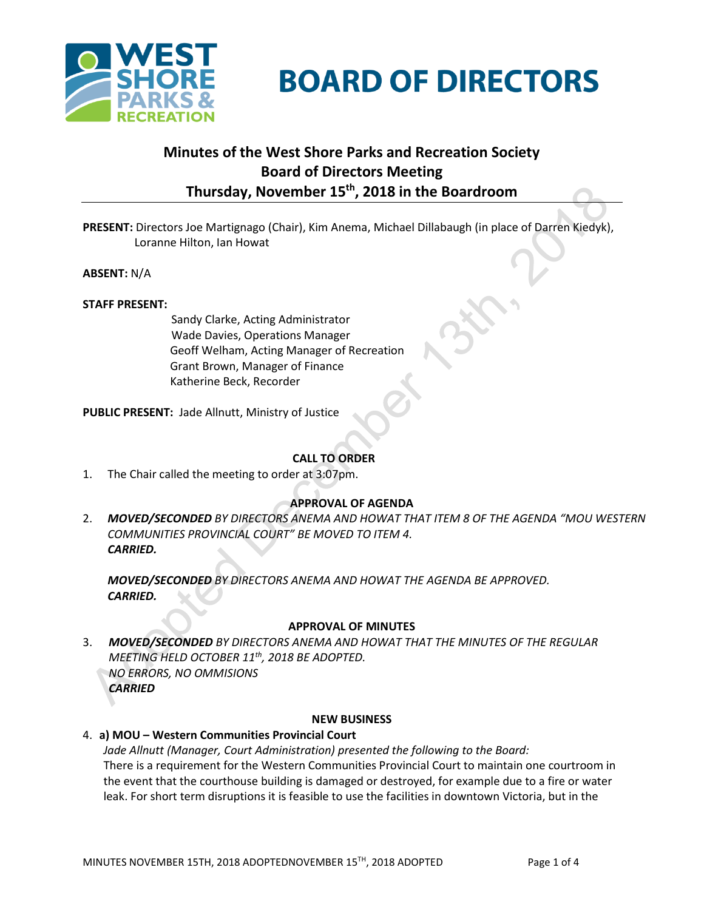# BOARD OF DIRECTORS

## Minutes of the West Shore Parks and Recreation Society Board of Directors Meeting Thursday, November 15th, 2018 in the Boardroom

**PRESENT:** Directors Joe Martignago (Chair), Kim Anema, Michael Dillabaugh (in place of Darren Kiedyk), Loranne Hilton, Ian Howat

**ABSENT:** N/A

**STAFF PRESENT:**

Sandy Clarke, Acting Administrator
Wade Davies, Operations Manager
Geoff Welham, Acting Manager of Recreation
Grant Brown, Manager of Finance
Katherine Beck, Recorder

**PUBLIC PRESENT:** Jade Allnutt, Ministry of Justice

### CALL TO ORDER

1. The Chair called the meeting to order at 3:07pm.

### APPROVAL OF AGENDA

2. ***MOVED/SECONDED*** *BY DIRECTORS ANEMA AND HOWAT THAT ITEM 8 OF THE AGENDA "MOU WESTERN COMMUNITIES PROVINCIAL COURT" BE MOVED TO ITEM 4.*
***CARRIED.***

***MOVED/SECONDED*** *BY DIRECTORS ANEMA AND HOWAT THE AGENDA BE APPROVED.*
***CARRIED.***

### APPROVAL OF MINUTES

3. ***MOVED/SECONDED*** *BY DIRECTORS ANEMA AND HOWAT THAT THE MINUTES OF THE REGULAR MEETING HELD OCTOBER 11th, 2018 BE ADOPTED.*
*NO ERRORS, NO OMMISIONS*
***CARRIED***

### NEW BUSINESS

4. **a) MOU – Western Communities Provincial Court**
*Jade Allnutt (Manager, Court Administration) presented the following to the Board:*
There is a requirement for the Western Communities Provincial Court to maintain one courtroom in the event that the courthouse building is damaged or destroyed, for example due to a fire or water leak. For short term disruptions it is feasible to use the facilities in downtown Victoria, but in the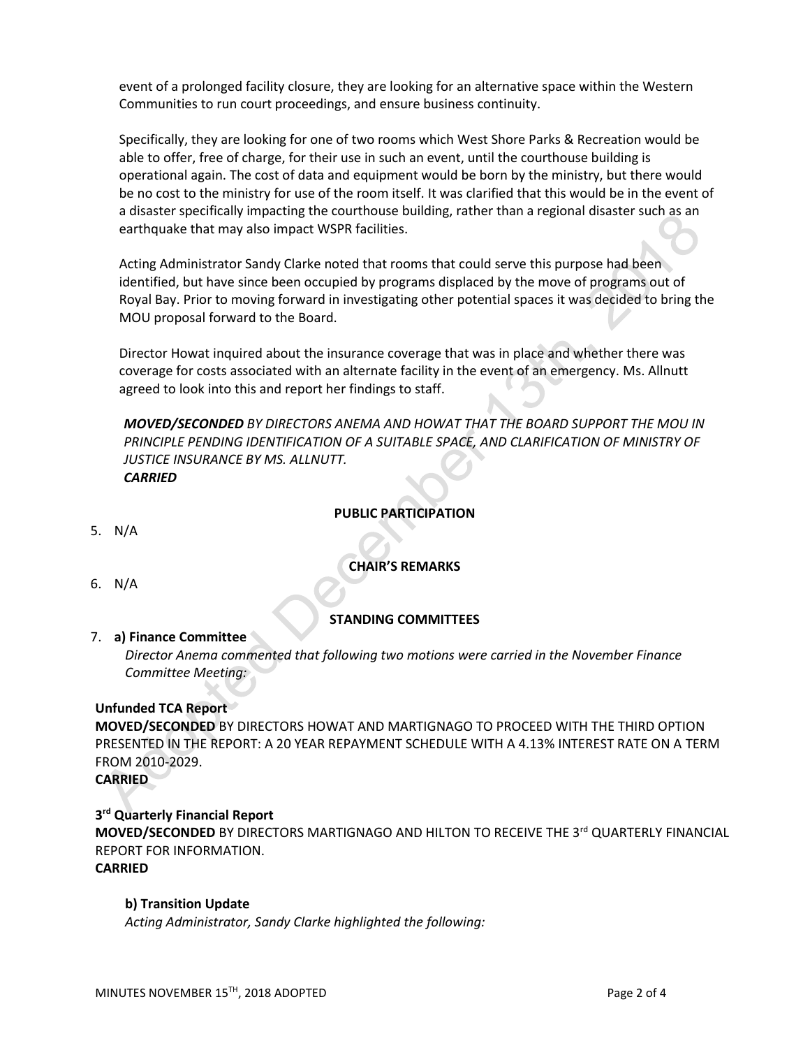event of a prolonged facility closure, they are looking for an alternative space within the Western Communities to run court proceedings, and ensure business continuity.

Specifically, they are looking for one of two rooms which West Shore Parks & Recreation would be able to offer, free of charge, for their use in such an event, until the courthouse building is operational again. The cost of data and equipment would be born by the ministry, but there would be no cost to the ministry for use of the room itself. It was clarified that this would be in the event of a disaster specifically impacting the courthouse building, rather than a regional disaster such as an earthquake that may also impact WSPR facilities.

Acting Administrator Sandy Clarke noted that rooms that could serve this purpose had been identified, but have since been occupied by programs displaced by the move of programs out of Royal Bay. Prior to moving forward in investigating other potential spaces it was decided to bring the MOU proposal forward to the Board.

Director Howat inquired about the insurance coverage that was in place and whether there was coverage for costs associated with an alternate facility in the event of an emergency. Ms. Allnutt agreed to look into this and report her findings to staff.

***MOVED/SECONDED** BY DIRECTORS ANEMA AND HOWAT THAT THE BOARD SUPPORT THE MOU IN PRINCIPLE PENDING IDENTIFICATION OF A SUITABLE SPACE, AND CLARIFICATION OF MINISTRY OF JUSTICE INSURANCE BY MS. ALLNUTT.*
***CARRIED***

**PUBLIC PARTICIPATION**

5. N/A

**CHAIR'S REMARKS**

6. N/A

**STANDING COMMITTEES**

7. **a) Finance Committee**
   *Director Anema commented that following two motions were carried in the November Finance Committee Meeting:*

**Unfunded TCA Report**
**MOVED/SECONDED** BY DIRECTORS HOWAT AND MARTIGNAGO TO PROCEED WITH THE THIRD OPTION PRESENTED IN THE REPORT: A 20 YEAR REPAYMENT SCHEDULE WITH A 4.13% INTEREST RATE ON A TERM FROM 2010-2029.
**CARRIED**

**3rd Quarterly Financial Report**
**MOVED/SECONDED** BY DIRECTORS MARTIGNAGO AND HILTON TO RECEIVE THE 3rd QUARTERLY FINANCIAL REPORT FOR INFORMATION.
**CARRIED**

**b) Transition Update**
*Acting Administrator, Sandy Clarke highlighted the following:*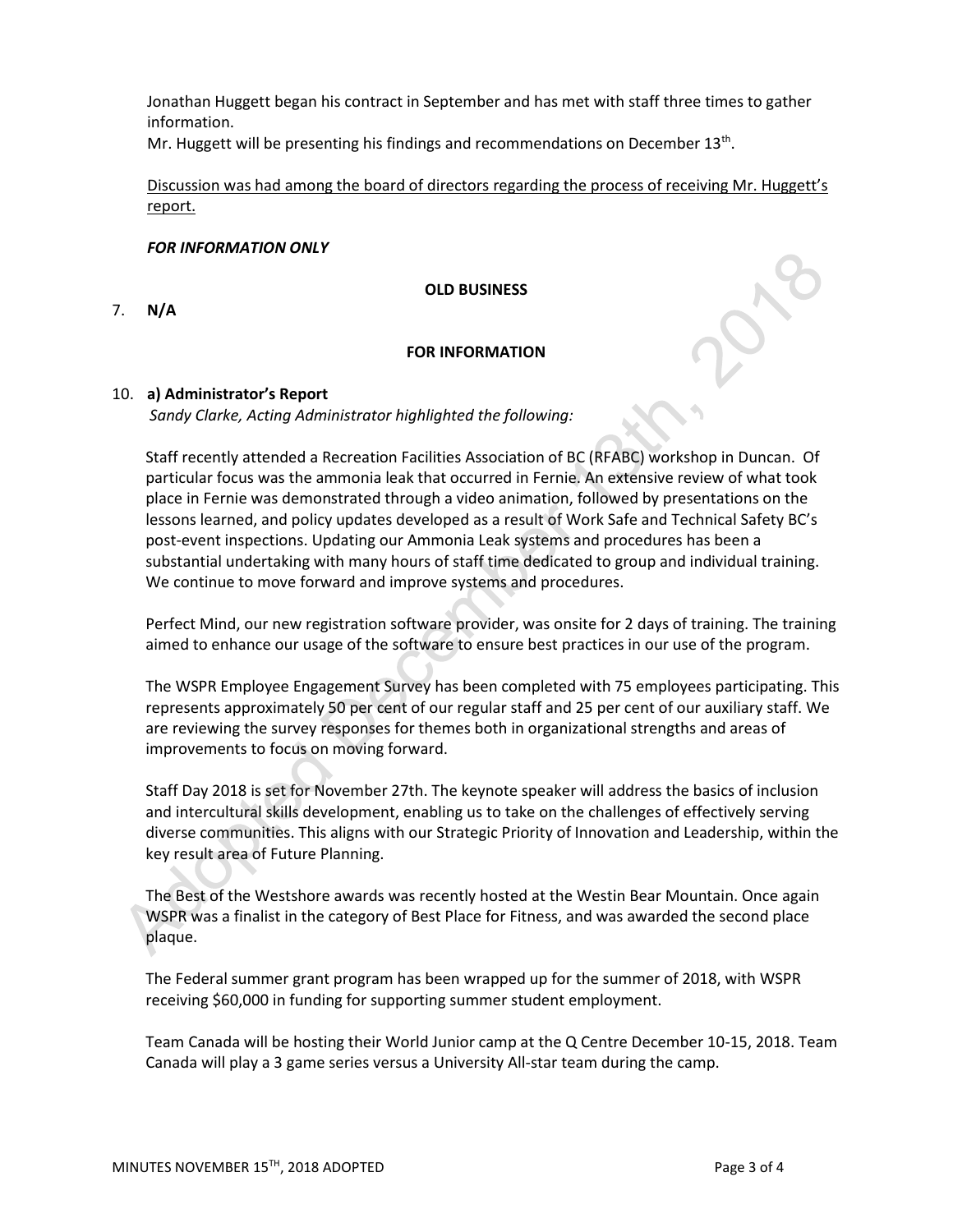Jonathan Huggett began his contract in September and has met with staff three times to gather information.
Mr. Huggett will be presenting his findings and recommendations on December 13th.

Discussion was had among the board of directors regarding the process of receiving Mr. Huggett's report.

***FOR INFORMATION ONLY***

**OLD BUSINESS**

7. **N/A**

**FOR INFORMATION**

10. **a) Administrator's Report**
*Sandy Clarke, Acting Administrator highlighted the following:*

Staff recently attended a Recreation Facilities Association of BC (RFABC) workshop in Duncan. Of particular focus was the ammonia leak that occurred in Fernie. An extensive review of what took place in Fernie was demonstrated through a video animation, followed by presentations on the lessons learned, and policy updates developed as a result of Work Safe and Technical Safety BC's post-event inspections. Updating our Ammonia Leak systems and procedures has been a substantial undertaking with many hours of staff time dedicated to group and individual training. We continue to move forward and improve systems and procedures.

Perfect Mind, our new registration software provider, was onsite for 2 days of training. The training aimed to enhance our usage of the software to ensure best practices in our use of the program.

The WSPR Employee Engagement Survey has been completed with 75 employees participating. This represents approximately 50 per cent of our regular staff and 25 per cent of our auxiliary staff. We are reviewing the survey responses for themes both in organizational strengths and areas of improvements to focus on moving forward.

Staff Day 2018 is set for November 27th. The keynote speaker will address the basics of inclusion and intercultural skills development, enabling us to take on the challenges of effectively serving diverse communities. This aligns with our Strategic Priority of Innovation and Leadership, within the key result area of Future Planning.

The Best of the Westshore awards was recently hosted at the Westin Bear Mountain. Once again WSPR was a finalist in the category of Best Place for Fitness, and was awarded the second place plaque.

The Federal summer grant program has been wrapped up for the summer of 2018, with WSPR receiving $60,000 in funding for supporting summer student employment.

Team Canada will be hosting their World Junior camp at the Q Centre December 10-15, 2018. Team Canada will play a 3 game series versus a University All-star team during the camp.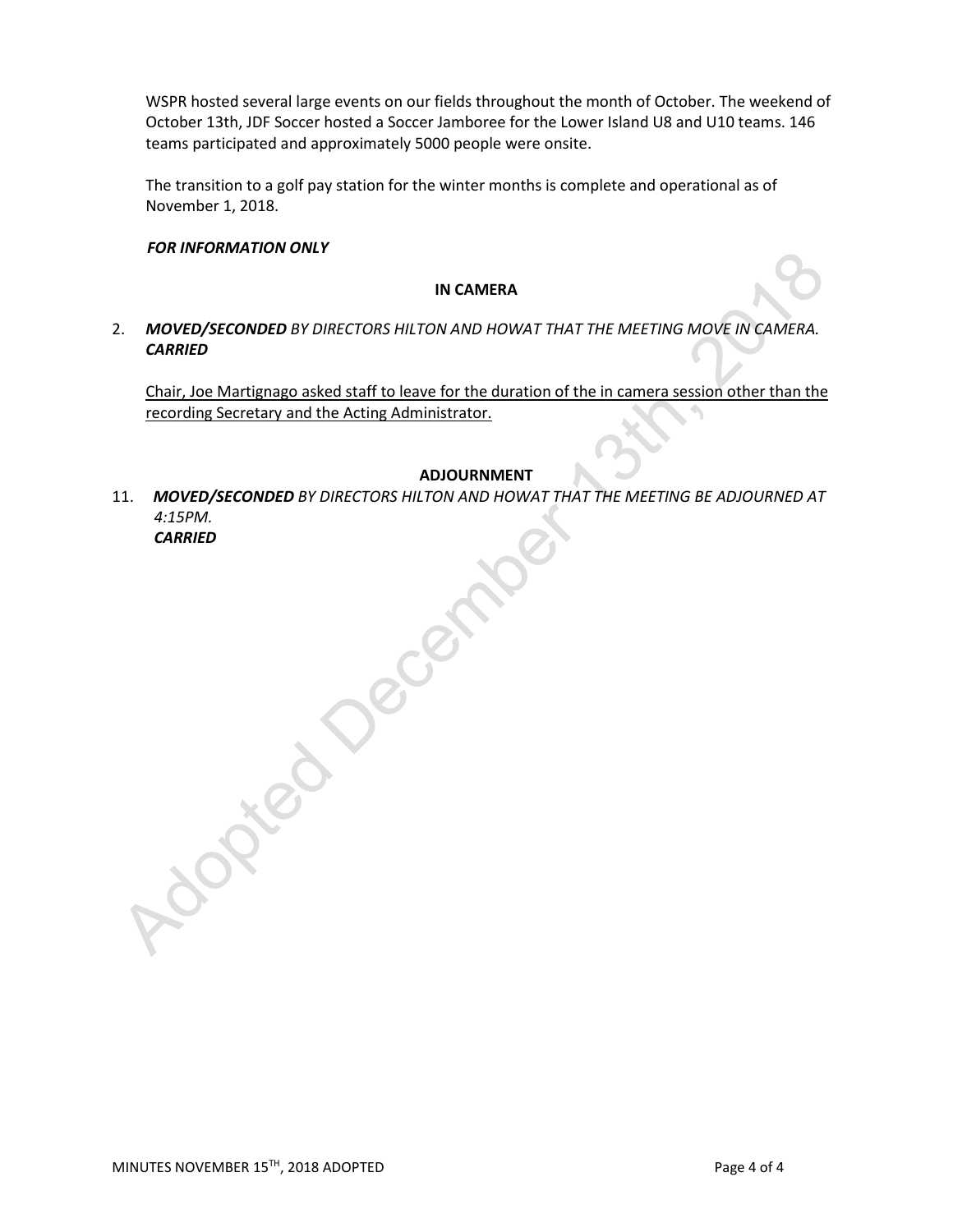WSPR hosted several large events on our fields throughout the month of October. The weekend of October 13th, JDF Soccer hosted a Soccer Jamboree for the Lower Island U8 and U10 teams. 146 teams participated and approximately 5000 people were onsite.

The transition to a golf pay station for the winter months is complete and operational as of November 1, 2018.

***FOR INFORMATION ONLY***

**IN CAMERA**

2. ***MOVED/SECONDED*** *BY DIRECTORS HILTON AND HOWAT THAT THE MEETING MOVE IN CAMERA.* ***CARRIED***

   Chair, Joe Martignago asked staff to leave for the duration of the in camera session other than the recording Secretary and the Acting Administrator.

**ADJOURNMENT**

11. ***MOVED/SECONDED*** *BY DIRECTORS HILTON AND HOWAT THAT THE MEETING BE ADJOURNED AT 4:15PM.* ***CARRIED***

Adopted December 13th, 2018